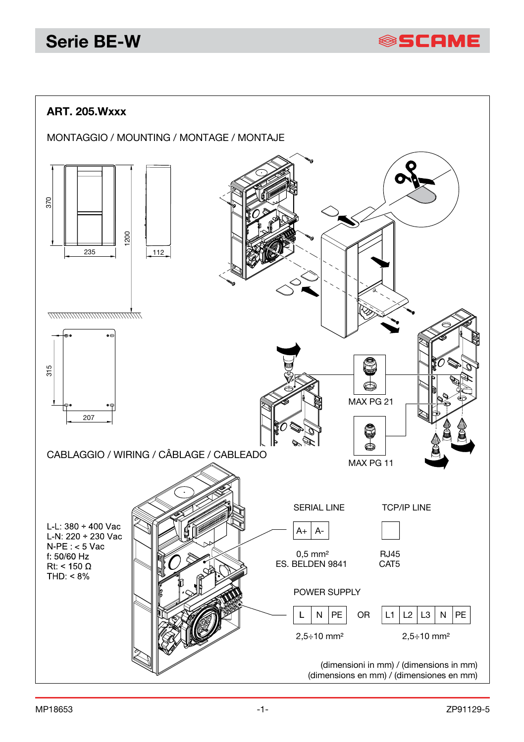## ART. 205.Wxxx

MONTAGGIO / MOUNTING / MONTAGE / MONTAJE

370

235

1200

112

315

207

MAX PG 21

MAX PG 11

CABLAGGIO / WIRING / CÂBLAGE / CABLEADO

L-L: 380 ÷ 400 Vac
L-N: 220 ÷ 230 Vac
N-PE : < 5 Vac
f: 50/60 Hz
Rt: < 150 Ω
THD: < 8%

SERIAL LINE

| A+ | A- |
|---|---|

0,5 mm²
ES. BELDEN 9841

TCP/IP LINE

RJ45
CAT5

POWER SUPPLY

| L | N | PE |
|---|---|---|

2,5÷10 mm²

OR

| L1 | L2 | L3 | N | PE |
|---|---|---|---|---|

2,5÷10 mm²

(dimensioni in mm) / (dimensions in mm)
(dimensions en mm) / (dimensiones en mm)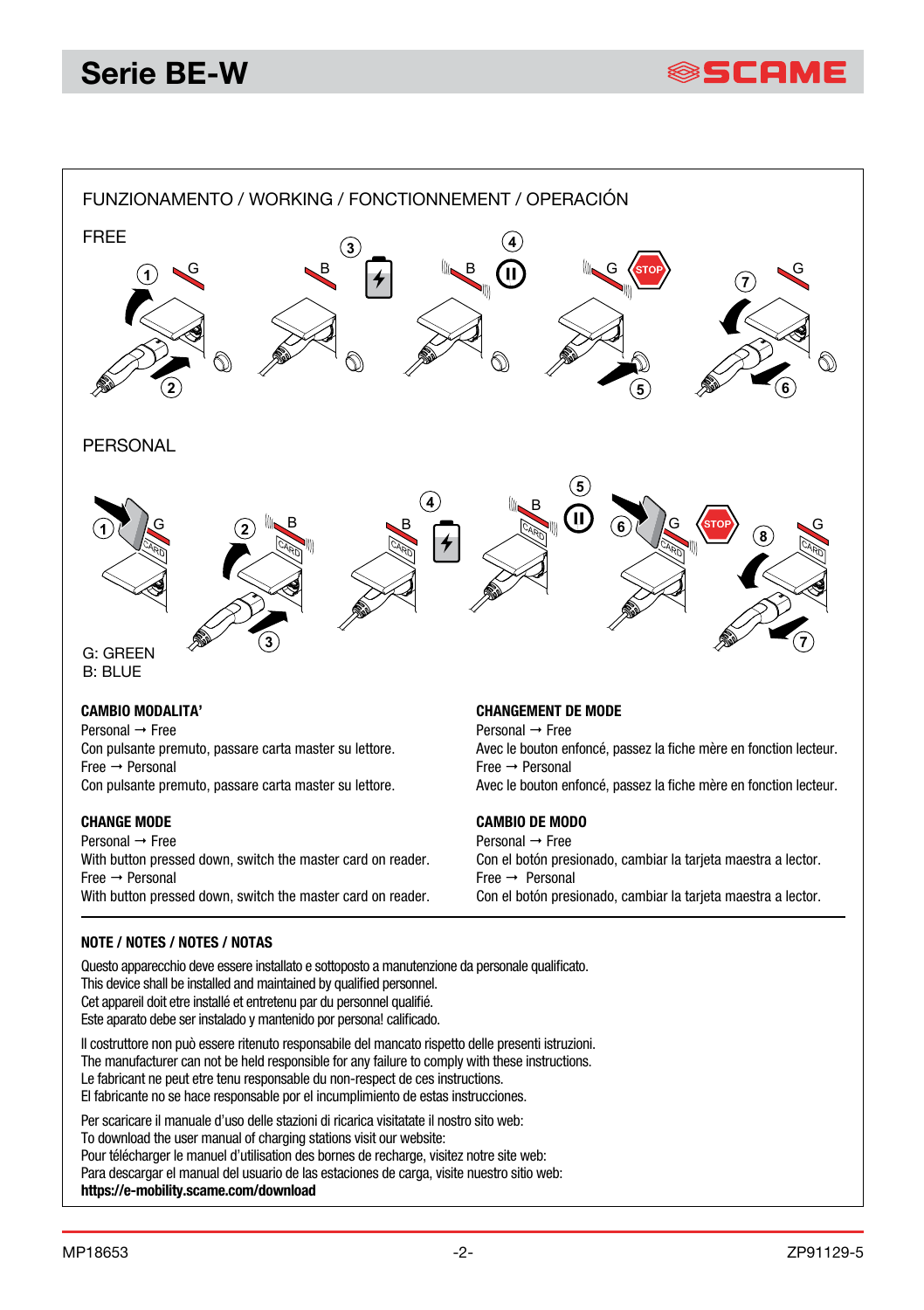## FUNZIONAMENTO / WORKING / FONCTIONNEMENT / OPERACIÓN

FREE

PERSONAL

G: GREEN
B: BLUE

### CAMBIO MODALITA'

Personal → Free
Con pulsante premuto, passare carta master su lettore.
Free → Personal
Con pulsante premuto, passare carta master su lettore.

### CHANGE MODE

Personal → Free
With button pressed down, switch the master card on reader.
Free → Personal
With button pressed down, switch the master card on reader.

### CHANGEMENT DE MODE

Personal → Free
Avec le bouton enfoncé, passez la fiche mère en fonction lecteur.
Free → Personal
Avec le bouton enfoncé, passez la fiche mère en fonction lecteur.

### CAMBIO DE MODO

Personal → Free
Con el botón presionado, cambiar la tarjeta maestra a lector.
Free → Personal
Con el botón presionado, cambiar la tarjeta maestra a lector.

### NOTE / NOTES / NOTES / NOTAS

Questo apparecchio deve essere installato e sottoposto a manutenzione da personale qualificato.
This device shall be installed and maintained by qualified personnel.
Cet appareil doit etre installé et entretenu par du personnel qualifié.
Este aparato debe ser instalado y mantenido por personal calificado.

Il costruttore non può essere ritenuto responsabile del mancato rispetto delle presenti istruzioni.
The manufacturer can not be held responsible for any failure to comply with these instructions.
Le fabricant ne peut etre tenu responsable du non-respect de ces instructions.
El fabricante no se hace responsable por el incumplimiento de estas instrucciones.

Per scaricare il manuale d'uso delle stazioni di ricarica visitatate il nostro sito web:
To download the user manual of charging stations visit our website:
Pour télécharger le manuel d'utilisation des bornes de recharge, visitez notre site web:
Para descargar el manual del usuario de las estaciones de carga, visite nuestro sitio web:
**https://e-mobility.scame.com/download**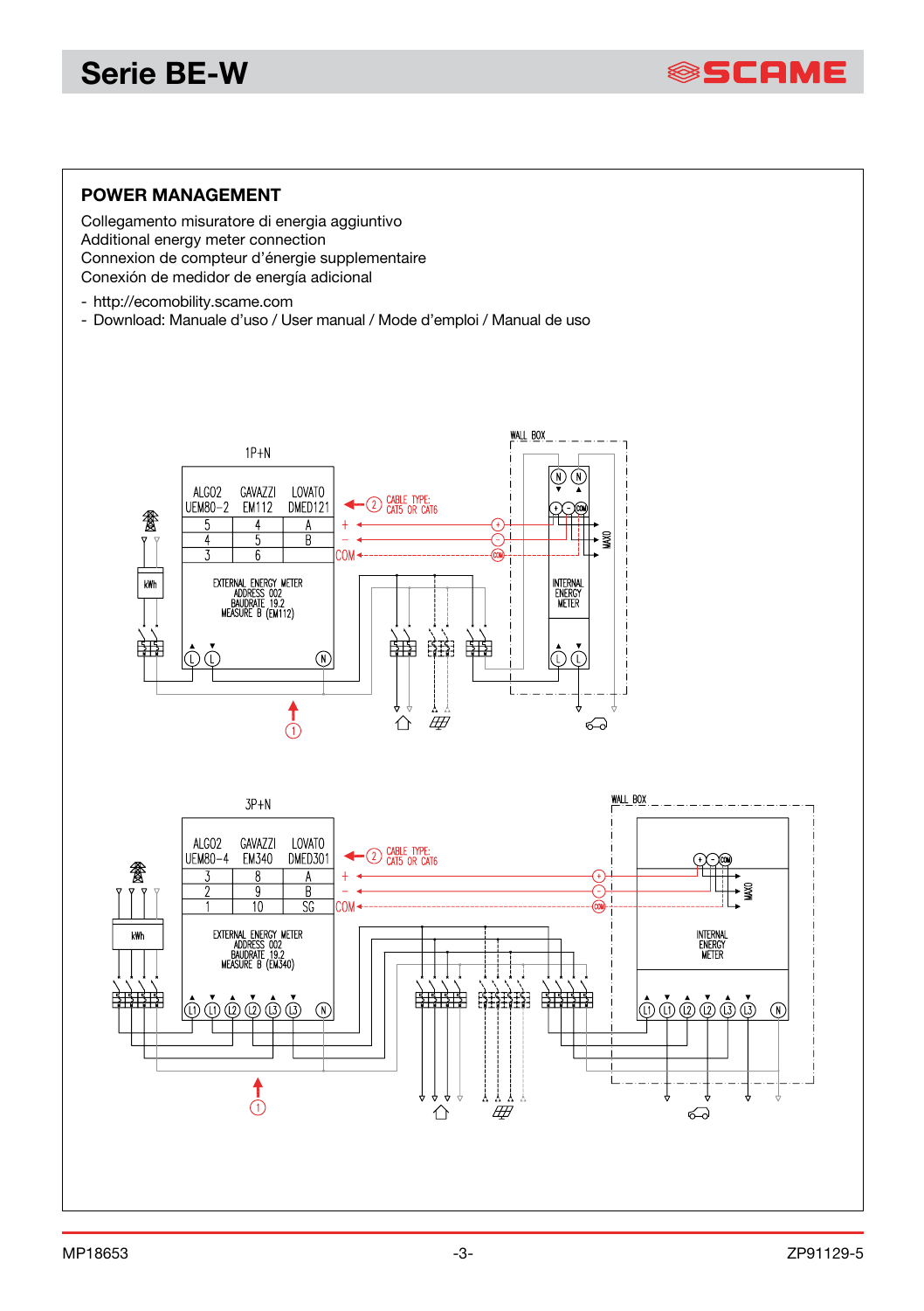## POWER MANAGEMENT

Collegamento misuratore di energia aggiuntivo
Additional energy meter connection
Connexion de compteur d’énergie supplementaire
Conexión de medidor de energía adicional

- http://ecomobility.scame.com
- Download: Manuale d’uso / User manual / Mode d’emploi / Manual de uso

1P+N

| ALGO2 UEM80-2 | GAVAZZI EM112 | LOVATO DMED121 |
|---|---|---|
| 5 | 4 | A |
| 4 | 5 | B |
| 3 | 6 | |

EXTERNAL ENERGY METER
ADDRESS 002
BAUDRATE 19.2
MEASURE B (EM112)

② CABLE TYPE: CAT5 OR CAT6

WALL BOX

INTERNAL ENERGY METER

3P+N

| ALGO2 UEM80-4 | GAVAZZI EM340 | LOVATO DMED301 |
|---|---|---|
| 3 | 8 | A |
| 2 | 9 | B |
| 1 | 10 | SG |

EXTERNAL ENERGY METER
ADDRESS 002
BAUDRATE 19.2
MEASURE B (EM340)

② CABLE TYPE: CAT5 OR CAT6

WALL BOX

INTERNAL ENERGY METER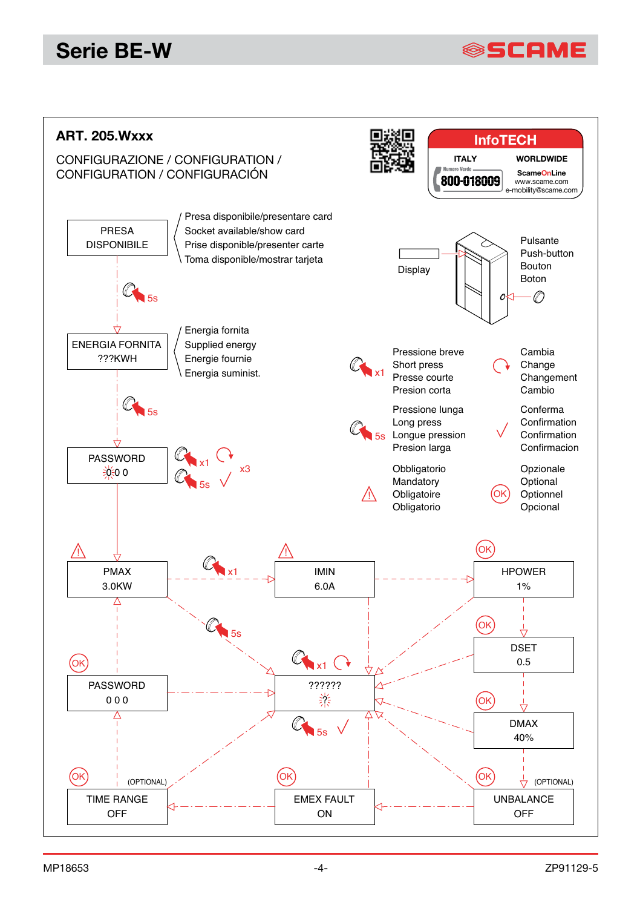## ART. 205.Wxxx

CONFIGURAZIONE / CONFIGURATION / CONFIGURATION / CONFIGURACIÓN

**InfoTECH**

ITALY
Numero Verde
800-018009

WORLDWIDE
ScameOnLine
www.scame.com
e-mobility@scame.com

PRESA DISPONIBILE

Presa disponibile/presentare card
Socket available/show card
Prise disponible/presenter carte
Toma disponible/mostrar tarjeta

5s

ENERGIA FORNITA
???KWH

Energia fornita
Supplied energy
Energie fournie
Energia suminist.

5s

PASSWORD
0 0 0

x1
5s
x3

Display

Pulsante
Push-button
Bouton
Boton

x1 — Pressione breve / Short press / Presse courte / Presion corta

Cambia / Change / Changement / Cambio

5s — Pressione lunga / Long press / Longue pression / Presion larga

Conferma / Confirmation / Confirmation / Confirmacion

Obbligatorio / Mandatory / Obligatoire / Obligatorio

Opzionale / Optional / Optionnel / Opcional

PMAX
3.0KW

x1

IMIN
6.0A

HPOWER
1%

5s

DSET
0.5

x1

??????
?

5s

PASSWORD
0 0 0

DMAX
40%

(OPTIONAL)

(OPTIONAL)

TIME RANGE
OFF

EMEX FAULT
ON

UNBALANCE
OFF